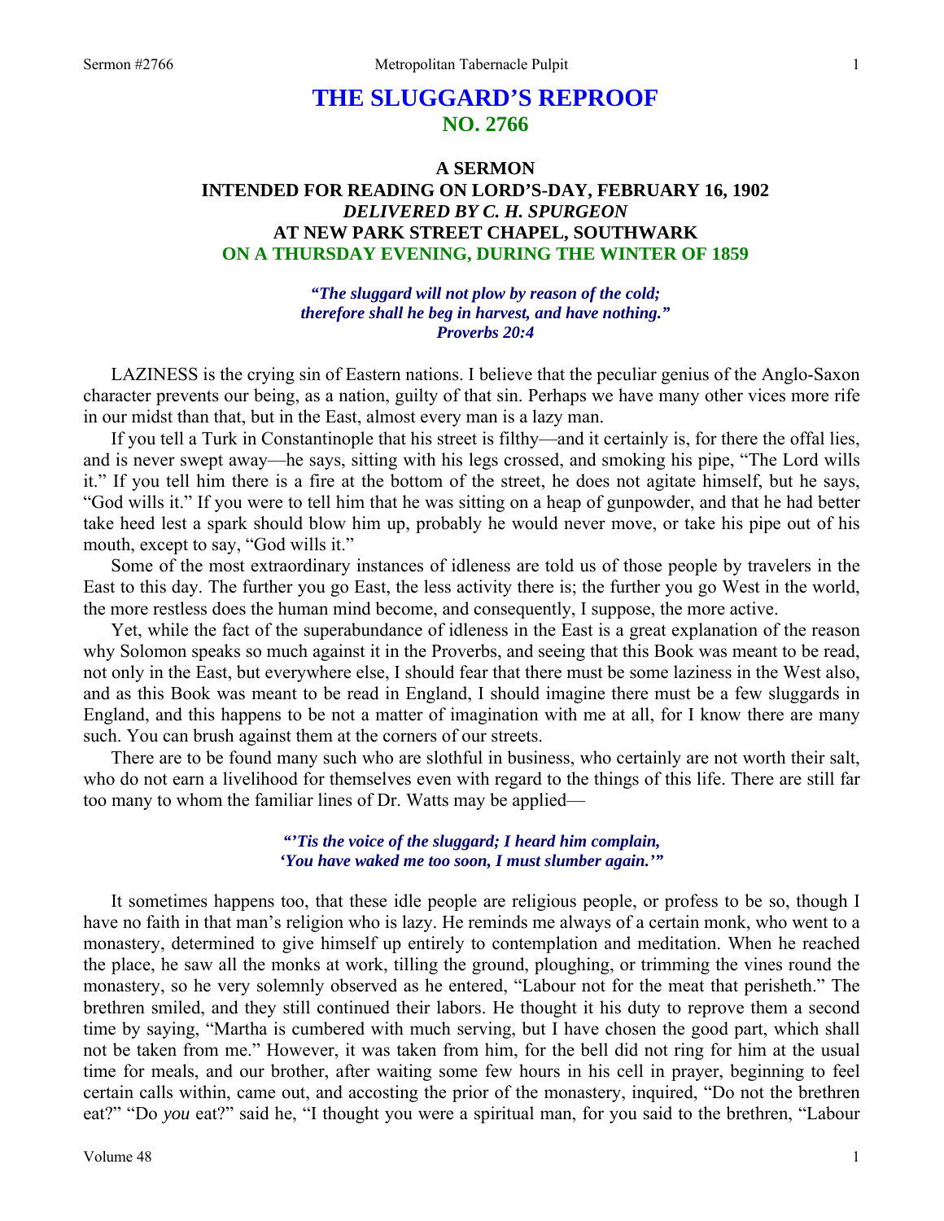# THE SLUGGARD'S REPROOF
## NO. 2766

### A SERMON
### INTENDED FOR READING ON LORD'S-DAY, FEBRUARY 16, 1902
### *DELIVERED BY C. H. SPURGEON*
### AT NEW PARK STREET CHAPEL, SOUTHWARK
### ON A THURSDAY EVENING, DURING THE WINTER OF 1859

***"The sluggard will not plow by reason of the cold; therefore shall he beg in harvest, and have nothing." Proverbs 20:4***

LAZINESS is the crying sin of Eastern nations. I believe that the peculiar genius of the Anglo-Saxon character prevents our being, as a nation, guilty of that sin. Perhaps we have many other vices more rife in our midst than that, but in the East, almost every man is a lazy man.

If you tell a Turk in Constantinople that his street is filthy—and it certainly is, for there the offal lies, and is never swept away—he says, sitting with his legs crossed, and smoking his pipe, "The Lord wills it." If you tell him there is a fire at the bottom of the street, he does not agitate himself, but he says, "God wills it." If you were to tell him that he was sitting on a heap of gunpowder, and that he had better take heed lest a spark should blow him up, probably he would never move, or take his pipe out of his mouth, except to say, "God wills it."

Some of the most extraordinary instances of idleness are told us of those people by travelers in the East to this day. The further you go East, the less activity there is; the further you go West in the world, the more restless does the human mind become, and consequently, I suppose, the more active.

Yet, while the fact of the superabundance of idleness in the East is a great explanation of the reason why Solomon speaks so much against it in the Proverbs, and seeing that this Book was meant to be read, not only in the East, but everywhere else, I should fear that there must be some laziness in the West also, and as this Book was meant to be read in England, I should imagine there must be a few sluggards in England, and this happens to be not a matter of imagination with me at all, for I know there are many such. You can brush against them at the corners of our streets.

There are to be found many such who are slothful in business, who certainly are not worth their salt, who do not earn a livelihood for themselves even with regard to the things of this life. There are still far too many to whom the familiar lines of Dr. Watts may be applied—

> ***"'Tis the voice of the sluggard; I heard him complain,
> 'You have waked me too soon, I must slumber again.'"***

It sometimes happens too, that these idle people are religious people, or profess to be so, though I have no faith in that man's religion who is lazy. He reminds me always of a certain monk, who went to a monastery, determined to give himself up entirely to contemplation and meditation. When he reached the place, he saw all the monks at work, tilling the ground, ploughing, or trimming the vines round the monastery, so he very solemnly observed as he entered, "Labour not for the meat that perisheth." The brethren smiled, and they still continued their labors. He thought it his duty to reprove them a second time by saying, "Martha is cumbered with much serving, but I have chosen the good part, which shall not be taken from me." However, it was taken from him, for the bell did not ring for him at the usual time for meals, and our brother, after waiting some few hours in his cell in prayer, beginning to feel certain calls within, came out, and accosting the prior of the monastery, inquired, "Do not the brethren eat?" "Do *you* eat?" said he, "I thought you were a spiritual man, for you said to the brethren, "Labour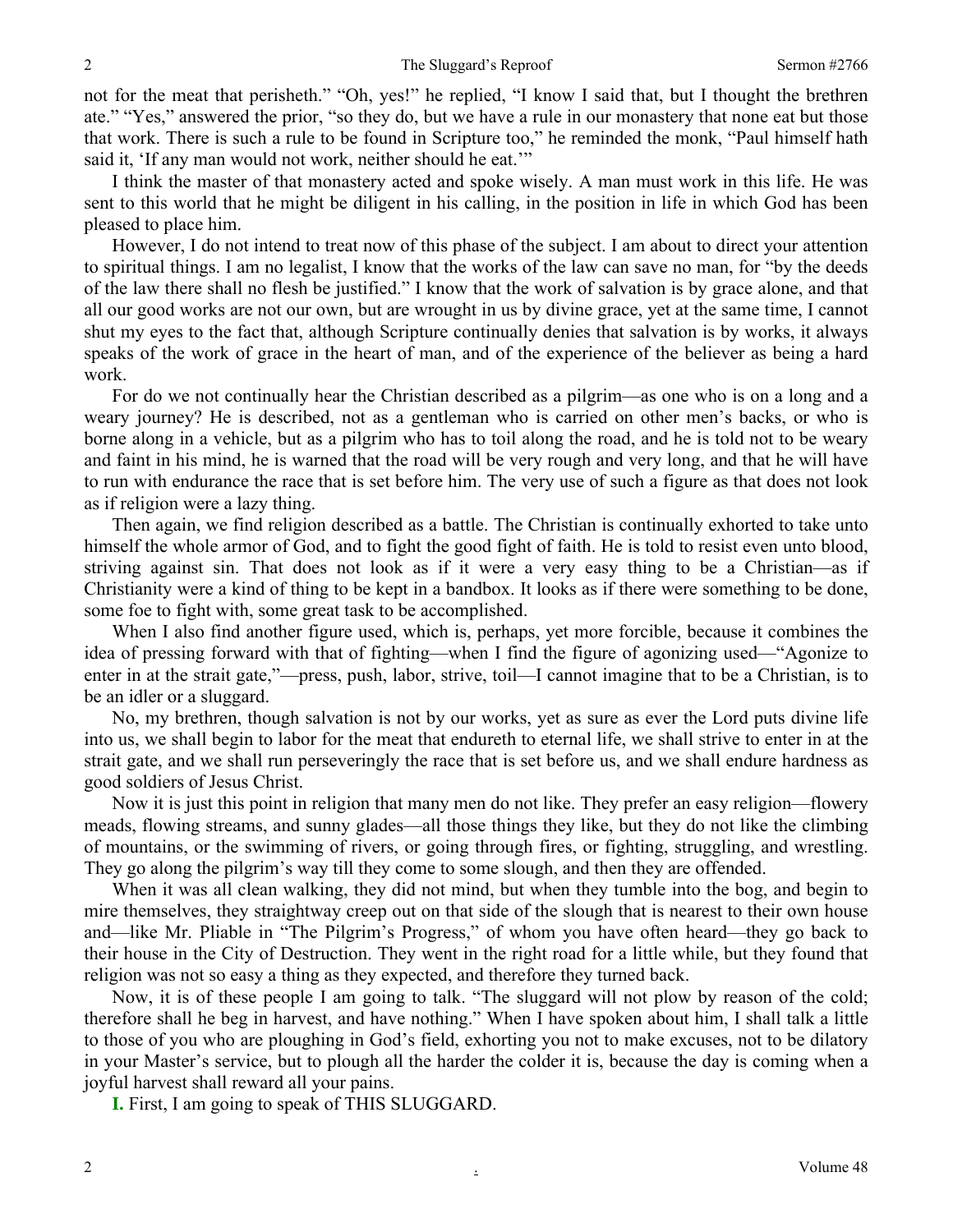not for the meat that perisheth." "Oh, yes!" he replied, "I know I said that, but I thought the brethren ate." "Yes," answered the prior, "so they do, but we have a rule in our monastery that none eat but those that work. There is such a rule to be found in Scripture too," he reminded the monk, "Paul himself hath said it, 'If any man would not work, neither should he eat.'"

I think the master of that monastery acted and spoke wisely. A man must work in this life. He was sent to this world that he might be diligent in his calling, in the position in life in which God has been pleased to place him.

However, I do not intend to treat now of this phase of the subject. I am about to direct your attention to spiritual things. I am no legalist, I know that the works of the law can save no man, for "by the deeds of the law there shall no flesh be justified." I know that the work of salvation is by grace alone, and that all our good works are not our own, but are wrought in us by divine grace, yet at the same time, I cannot shut my eyes to the fact that, although Scripture continually denies that salvation is by works, it always speaks of the work of grace in the heart of man, and of the experience of the believer as being a hard work.

For do we not continually hear the Christian described as a pilgrim—as one who is on a long and a weary journey? He is described, not as a gentleman who is carried on other men's backs, or who is borne along in a vehicle, but as a pilgrim who has to toil along the road, and he is told not to be weary and faint in his mind, he is warned that the road will be very rough and very long, and that he will have to run with endurance the race that is set before him. The very use of such a figure as that does not look as if religion were a lazy thing.

Then again, we find religion described as a battle. The Christian is continually exhorted to take unto himself the whole armor of God, and to fight the good fight of faith. He is told to resist even unto blood, striving against sin. That does not look as if it were a very easy thing to be a Christian—as if Christianity were a kind of thing to be kept in a bandbox. It looks as if there were something to be done, some foe to fight with, some great task to be accomplished.

When I also find another figure used, which is, perhaps, yet more forcible, because it combines the idea of pressing forward with that of fighting—when I find the figure of agonizing used—"Agonize to enter in at the strait gate,"—press, push, labor, strive, toil—I cannot imagine that to be a Christian, is to be an idler or a sluggard.

No, my brethren, though salvation is not by our works, yet as sure as ever the Lord puts divine life into us, we shall begin to labor for the meat that endureth to eternal life, we shall strive to enter in at the strait gate, and we shall run perseveringly the race that is set before us, and we shall endure hardness as good soldiers of Jesus Christ.

Now it is just this point in religion that many men do not like. They prefer an easy religion—flowery meads, flowing streams, and sunny glades—all those things they like, but they do not like the climbing of mountains, or the swimming of rivers, or going through fires, or fighting, struggling, and wrestling. They go along the pilgrim's way till they come to some slough, and then they are offended.

When it was all clean walking, they did not mind, but when they tumble into the bog, and begin to mire themselves, they straightway creep out on that side of the slough that is nearest to their own house and—like Mr. Pliable in "The Pilgrim's Progress," of whom you have often heard—they go back to their house in the City of Destruction. They went in the right road for a little while, but they found that religion was not so easy a thing as they expected, and therefore they turned back.

Now, it is of these people I am going to talk. "The sluggard will not plow by reason of the cold; therefore shall he beg in harvest, and have nothing." When I have spoken about him, I shall talk a little to those of you who are ploughing in God's field, exhorting you not to make excuses, not to be dilatory in your Master's service, but to plough all the harder the colder it is, because the day is coming when a joyful harvest shall reward all your pains.

**I.** First, I am going to speak of THIS SLUGGARD.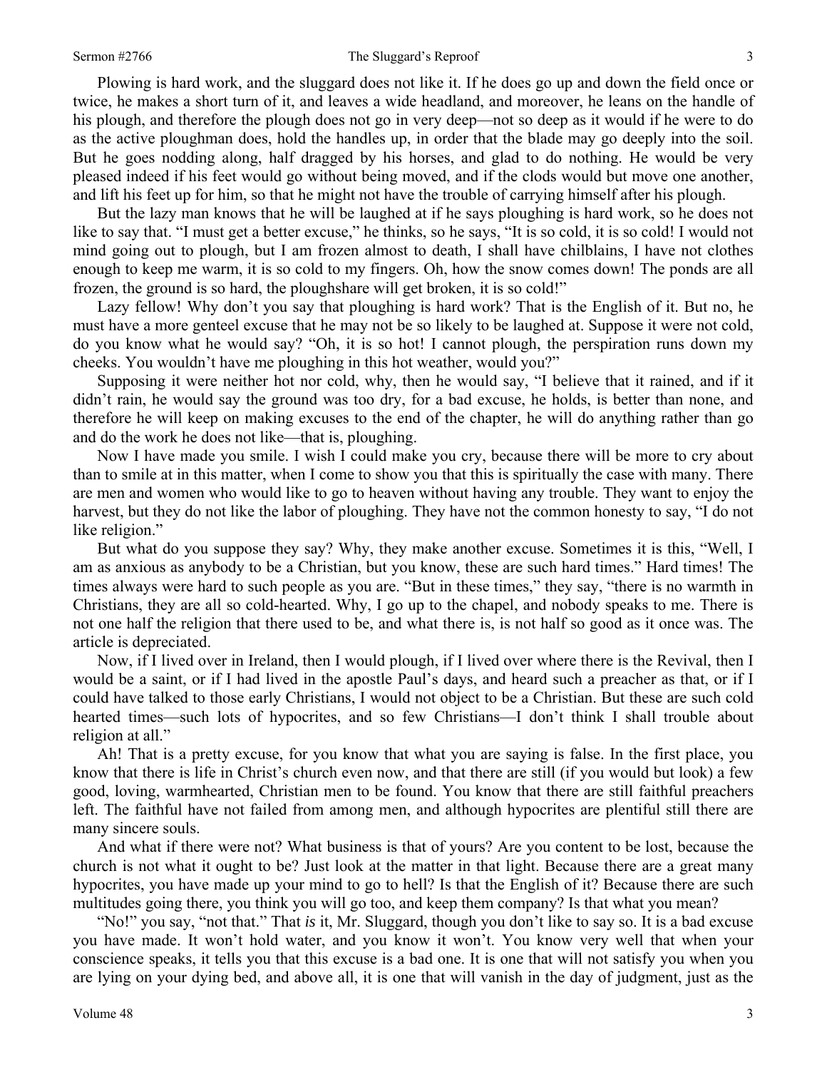Plowing is hard work, and the sluggard does not like it. If he does go up and down the field once or twice, he makes a short turn of it, and leaves a wide headland, and moreover, he leans on the handle of his plough, and therefore the plough does not go in very deep—not so deep as it would if he were to do as the active ploughman does, hold the handles up, in order that the blade may go deeply into the soil. But he goes nodding along, half dragged by his horses, and glad to do nothing. He would be very pleased indeed if his feet would go without being moved, and if the clods would but move one another, and lift his feet up for him, so that he might not have the trouble of carrying himself after his plough.

But the lazy man knows that he will be laughed at if he says ploughing is hard work, so he does not like to say that. "I must get a better excuse," he thinks, so he says, "It is so cold, it is so cold! I would not mind going out to plough, but I am frozen almost to death, I shall have chilblains, I have not clothes enough to keep me warm, it is so cold to my fingers. Oh, how the snow comes down! The ponds are all frozen, the ground is so hard, the ploughshare will get broken, it is so cold!"

Lazy fellow! Why don't you say that ploughing is hard work? That is the English of it. But no, he must have a more genteel excuse that he may not be so likely to be laughed at. Suppose it were not cold, do you know what he would say? "Oh, it is so hot! I cannot plough, the perspiration runs down my cheeks. You wouldn't have me ploughing in this hot weather, would you?"

Supposing it were neither hot nor cold, why, then he would say, "I believe that it rained, and if it didn't rain, he would say the ground was too dry, for a bad excuse, he holds, is better than none, and therefore he will keep on making excuses to the end of the chapter, he will do anything rather than go and do the work he does not like—that is, ploughing.

Now I have made you smile. I wish I could make you cry, because there will be more to cry about than to smile at in this matter, when I come to show you that this is spiritually the case with many. There are men and women who would like to go to heaven without having any trouble. They want to enjoy the harvest, but they do not like the labor of ploughing. They have not the common honesty to say, "I do not like religion."

But what do you suppose they say? Why, they make another excuse. Sometimes it is this, "Well, I am as anxious as anybody to be a Christian, but you know, these are such hard times." Hard times! The times always were hard to such people as you are. "But in these times," they say, "there is no warmth in Christians, they are all so cold-hearted. Why, I go up to the chapel, and nobody speaks to me. There is not one half the religion that there used to be, and what there is, is not half so good as it once was. The article is depreciated.

Now, if I lived over in Ireland, then I would plough, if I lived over where there is the Revival, then I would be a saint, or if I had lived in the apostle Paul's days, and heard such a preacher as that, or if I could have talked to those early Christians, I would not object to be a Christian. But these are such cold hearted times—such lots of hypocrites, and so few Christians—I don't think I shall trouble about religion at all."

Ah! That is a pretty excuse, for you know that what you are saying is false. In the first place, you know that there is life in Christ's church even now, and that there are still (if you would but look) a few good, loving, warmhearted, Christian men to be found. You know that there are still faithful preachers left. The faithful have not failed from among men, and although hypocrites are plentiful still there are many sincere souls.

And what if there were not? What business is that of yours? Are you content to be lost, because the church is not what it ought to be? Just look at the matter in that light. Because there are a great many hypocrites, you have made up your mind to go to hell? Is that the English of it? Because there are such multitudes going there, you think you will go too, and keep them company? Is that what you mean?

"No!" you say, "not that." That *is* it, Mr. Sluggard, though you don't like to say so. It is a bad excuse you have made. It won't hold water, and you know it won't. You know very well that when your conscience speaks, it tells you that this excuse is a bad one. It is one that will not satisfy you when you are lying on your dying bed, and above all, it is one that will vanish in the day of judgment, just as the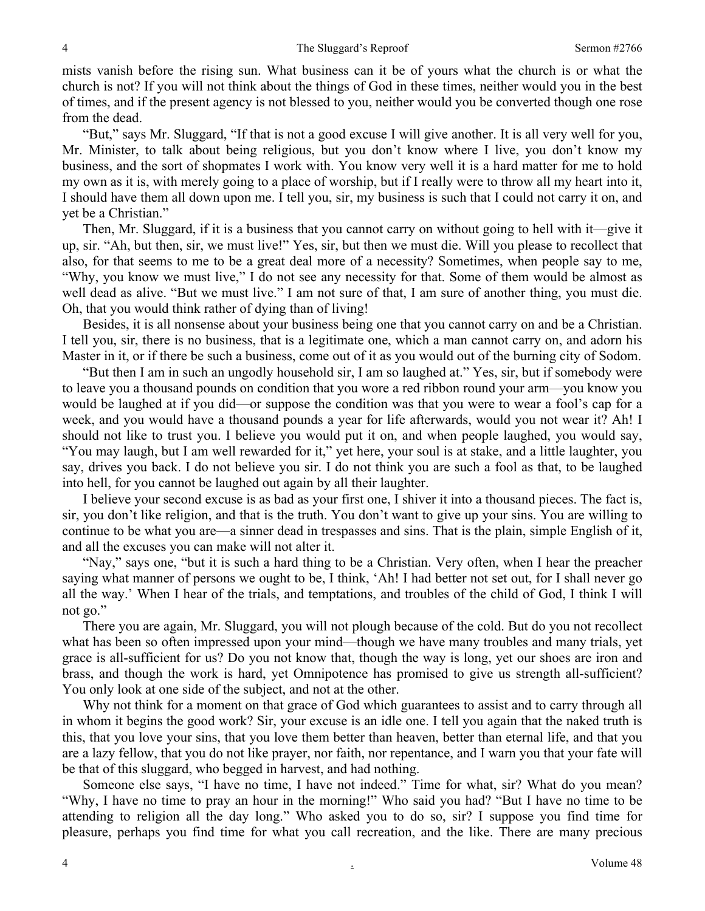mists vanish before the rising sun. What business can it be of yours what the church is or what the church is not? If you will not think about the things of God in these times, neither would you in the best of times, and if the present agency is not blessed to you, neither would you be converted though one rose from the dead.

"But," says Mr. Sluggard, "If that is not a good excuse I will give another. It is all very well for you, Mr. Minister, to talk about being religious, but you don't know where I live, you don't know my business, and the sort of shopmates I work with. You know very well it is a hard matter for me to hold my own as it is, with merely going to a place of worship, but if I really were to throw all my heart into it, I should have them all down upon me. I tell you, sir, my business is such that I could not carry it on, and yet be a Christian."

Then, Mr. Sluggard, if it is a business that you cannot carry on without going to hell with it—give it up, sir. "Ah, but then, sir, we must live!" Yes, sir, but then we must die. Will you please to recollect that also, for that seems to me to be a great deal more of a necessity? Sometimes, when people say to me, "Why, you know we must live," I do not see any necessity for that. Some of them would be almost as well dead as alive. "But we must live." I am not sure of that, I am sure of another thing, you must die. Oh, that you would think rather of dying than of living!

Besides, it is all nonsense about your business being one that you cannot carry on and be a Christian. I tell you, sir, there is no business, that is a legitimate one, which a man cannot carry on, and adorn his Master in it, or if there be such a business, come out of it as you would out of the burning city of Sodom.

"But then I am in such an ungodly household sir, I am so laughed at." Yes, sir, but if somebody were to leave you a thousand pounds on condition that you wore a red ribbon round your arm—you know you would be laughed at if you did—or suppose the condition was that you were to wear a fool's cap for a week, and you would have a thousand pounds a year for life afterwards, would you not wear it? Ah! I should not like to trust you. I believe you would put it on, and when people laughed, you would say, "You may laugh, but I am well rewarded for it," yet here, your soul is at stake, and a little laughter, you say, drives you back. I do not believe you sir. I do not think you are such a fool as that, to be laughed into hell, for you cannot be laughed out again by all their laughter.

I believe your second excuse is as bad as your first one, I shiver it into a thousand pieces. The fact is, sir, you don't like religion, and that is the truth. You don't want to give up your sins. You are willing to continue to be what you are—a sinner dead in trespasses and sins. That is the plain, simple English of it, and all the excuses you can make will not alter it.

"Nay," says one, "but it is such a hard thing to be a Christian. Very often, when I hear the preacher saying what manner of persons we ought to be, I think, 'Ah! I had better not set out, for I shall never go all the way.' When I hear of the trials, and temptations, and troubles of the child of God, I think I will not go."

There you are again, Mr. Sluggard, you will not plough because of the cold. But do you not recollect what has been so often impressed upon your mind—though we have many troubles and many trials, yet grace is all-sufficient for us? Do you not know that, though the way is long, yet our shoes are iron and brass, and though the work is hard, yet Omnipotence has promised to give us strength all-sufficient? You only look at one side of the subject, and not at the other.

Why not think for a moment on that grace of God which guarantees to assist and to carry through all in whom it begins the good work? Sir, your excuse is an idle one. I tell you again that the naked truth is this, that you love your sins, that you love them better than heaven, better than eternal life, and that you are a lazy fellow, that you do not like prayer, nor faith, nor repentance, and I warn you that your fate will be that of this sluggard, who begged in harvest, and had nothing.

Someone else says, "I have no time, I have not indeed." Time for what, sir? What do you mean? "Why, I have no time to pray an hour in the morning!" Who said you had? "But I have no time to be attending to religion all the day long." Who asked you to do so, sir? I suppose you find time for pleasure, perhaps you find time for what you call recreation, and the like. There are many precious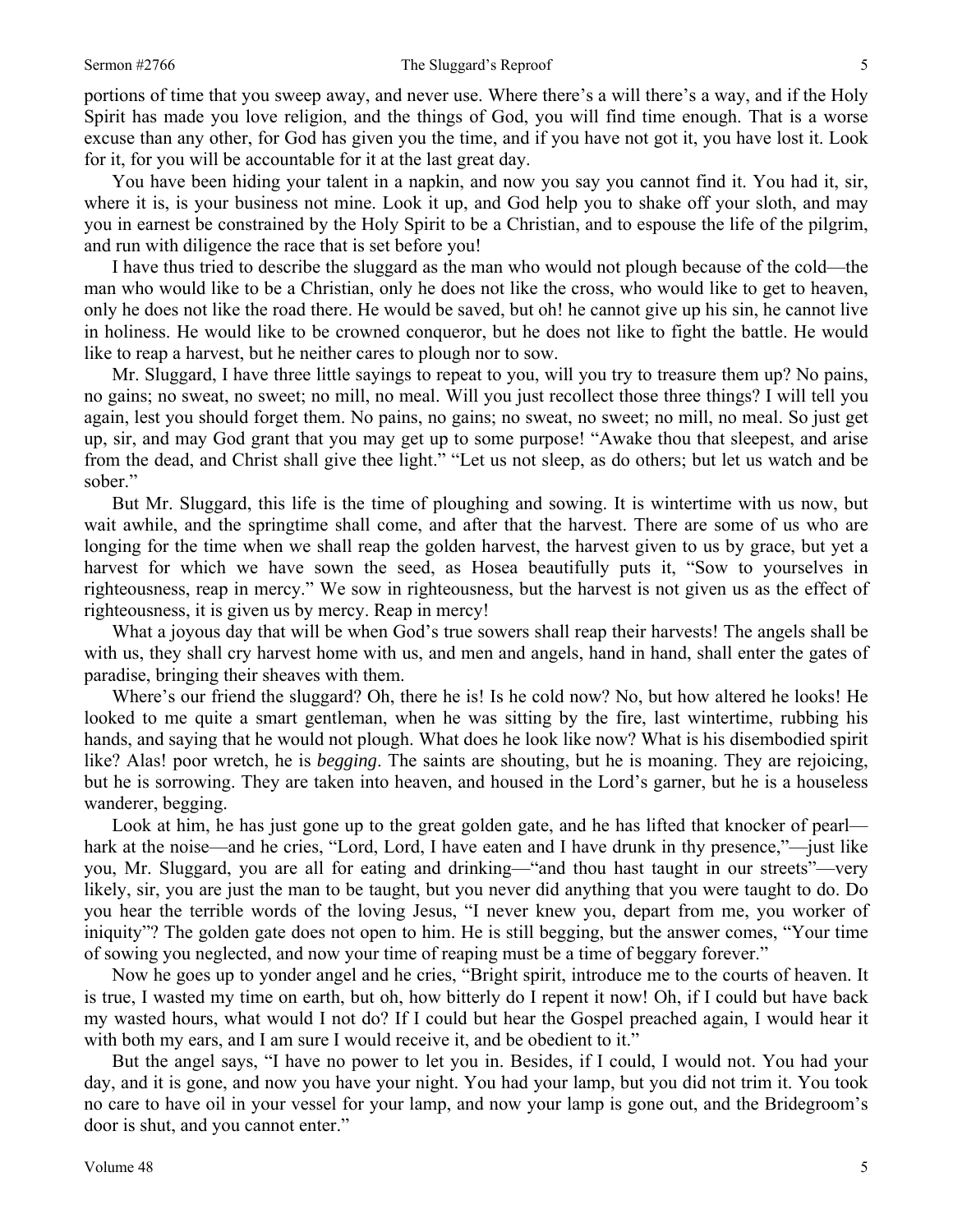portions of time that you sweep away, and never use. Where there's a will there's a way, and if the Holy Spirit has made you love religion, and the things of God, you will find time enough. That is a worse excuse than any other, for God has given you the time, and if you have not got it, you have lost it. Look for it, for you will be accountable for it at the last great day.

You have been hiding your talent in a napkin, and now you say you cannot find it. You had it, sir, where it is, is your business not mine. Look it up, and God help you to shake off your sloth, and may you in earnest be constrained by the Holy Spirit to be a Christian, and to espouse the life of the pilgrim, and run with diligence the race that is set before you!

I have thus tried to describe the sluggard as the man who would not plough because of the cold—the man who would like to be a Christian, only he does not like the cross, who would like to get to heaven, only he does not like the road there. He would be saved, but oh! he cannot give up his sin, he cannot live in holiness. He would like to be crowned conqueror, but he does not like to fight the battle. He would like to reap a harvest, but he neither cares to plough nor to sow.

Mr. Sluggard, I have three little sayings to repeat to you, will you try to treasure them up? No pains, no gains; no sweat, no sweet; no mill, no meal. Will you just recollect those three things? I will tell you again, lest you should forget them. No pains, no gains; no sweat, no sweet; no mill, no meal. So just get up, sir, and may God grant that you may get up to some purpose! "Awake thou that sleepest, and arise from the dead, and Christ shall give thee light." "Let us not sleep, as do others; but let us watch and be sober."

But Mr. Sluggard, this life is the time of ploughing and sowing. It is wintertime with us now, but wait awhile, and the springtime shall come, and after that the harvest. There are some of us who are longing for the time when we shall reap the golden harvest, the harvest given to us by grace, but yet a harvest for which we have sown the seed, as Hosea beautifully puts it, "Sow to yourselves in righteousness, reap in mercy." We sow in righteousness, but the harvest is not given us as the effect of righteousness, it is given us by mercy. Reap in mercy!

What a joyous day that will be when God's true sowers shall reap their harvests! The angels shall be with us, they shall cry harvest home with us, and men and angels, hand in hand, shall enter the gates of paradise, bringing their sheaves with them.

Where's our friend the sluggard? Oh, there he is! Is he cold now? No, but how altered he looks! He looked to me quite a smart gentleman, when he was sitting by the fire, last wintertime, rubbing his hands, and saying that he would not plough. What does he look like now? What is his disembodied spirit like? Alas! poor wretch, he is *begging*. The saints are shouting, but he is moaning. They are rejoicing, but he is sorrowing. They are taken into heaven, and housed in the Lord's garner, but he is a houseless wanderer, begging.

Look at him, he has just gone up to the great golden gate, and he has lifted that knocker of pearl—hark at the noise—and he cries, "Lord, Lord, I have eaten and I have drunk in thy presence,"—just like you, Mr. Sluggard, you are all for eating and drinking—"and thou hast taught in our streets"—very likely, sir, you are just the man to be taught, but you never did anything that you were taught to do. Do you hear the terrible words of the loving Jesus, "I never knew you, depart from me, you worker of iniquity"? The golden gate does not open to him. He is still begging, but the answer comes, "Your time of sowing you neglected, and now your time of reaping must be a time of beggary forever."

Now he goes up to yonder angel and he cries, "Bright spirit, introduce me to the courts of heaven. It is true, I wasted my time on earth, but oh, how bitterly do I repent it now! Oh, if I could but have back my wasted hours, what would I not do? If I could but hear the Gospel preached again, I would hear it with both my ears, and I am sure I would receive it, and be obedient to it."

But the angel says, "I have no power to let you in. Besides, if I could, I would not. You had your day, and it is gone, and now you have your night. You had your lamp, but you did not trim it. You took no care to have oil in your vessel for your lamp, and now your lamp is gone out, and the Bridegroom's door is shut, and you cannot enter."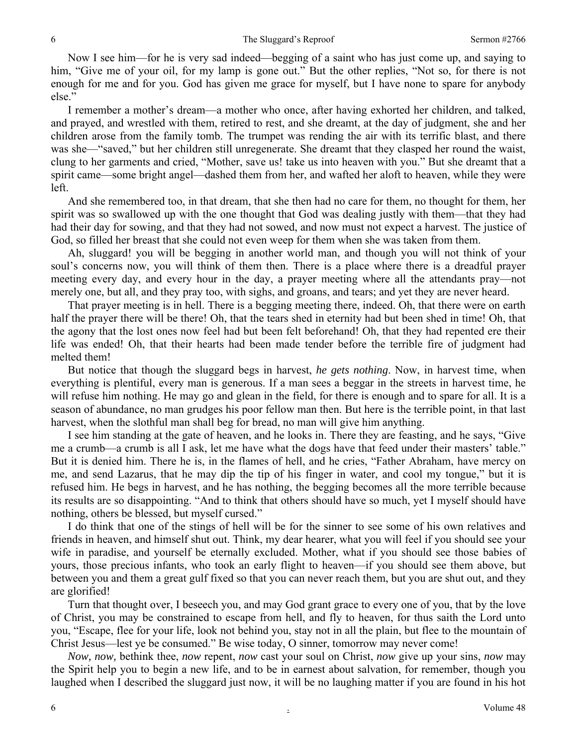Now I see him—for he is very sad indeed—begging of a saint who has just come up, and saying to him, "Give me of your oil, for my lamp is gone out." But the other replies, "Not so, for there is not enough for me and for you. God has given me grace for myself, but I have none to spare for anybody else."

I remember a mother's dream—a mother who once, after having exhorted her children, and talked, and prayed, and wrestled with them, retired to rest, and she dreamt, at the day of judgment, she and her children arose from the family tomb. The trumpet was rending the air with its terrific blast, and there was she—"saved," but her children still unregenerate. She dreamt that they clasped her round the waist, clung to her garments and cried, "Mother, save us! take us into heaven with you." But she dreamt that a spirit came—some bright angel—dashed them from her, and wafted her aloft to heaven, while they were left.

And she remembered too, in that dream, that she then had no care for them, no thought for them, her spirit was so swallowed up with the one thought that God was dealing justly with them—that they had had their day for sowing, and that they had not sowed, and now must not expect a harvest. The justice of God, so filled her breast that she could not even weep for them when she was taken from them.

Ah, sluggard! you will be begging in another world man, and though you will not think of your soul's concerns now, you will think of them then. There is a place where there is a dreadful prayer meeting every day, and every hour in the day, a prayer meeting where all the attendants pray—not merely one, but all, and they pray too, with sighs, and groans, and tears; and yet they are never heard.

That prayer meeting is in hell. There is a begging meeting there, indeed. Oh, that there were on earth half the prayer there will be there! Oh, that the tears shed in eternity had but been shed in time! Oh, that the agony that the lost ones now feel had but been felt beforehand! Oh, that they had repented ere their life was ended! Oh, that their hearts had been made tender before the terrible fire of judgment had melted them!

But notice that though the sluggard begs in harvest, *he gets nothing*. Now, in harvest time, when everything is plentiful, every man is generous. If a man sees a beggar in the streets in harvest time, he will refuse him nothing. He may go and glean in the field, for there is enough and to spare for all. It is a season of abundance, no man grudges his poor fellow man then. But here is the terrible point, in that last harvest, when the slothful man shall beg for bread, no man will give him anything.

I see him standing at the gate of heaven, and he looks in. There they are feasting, and he says, "Give me a crumb—a crumb is all I ask, let me have what the dogs have that feed under their masters' table." But it is denied him. There he is, in the flames of hell, and he cries, "Father Abraham, have mercy on me, and send Lazarus, that he may dip the tip of his finger in water, and cool my tongue," but it is refused him. He begs in harvest, and he has nothing, the begging becomes all the more terrible because its results are so disappointing. "And to think that others should have so much, yet I myself should have nothing, others be blessed, but myself cursed."

I do think that one of the stings of hell will be for the sinner to see some of his own relatives and friends in heaven, and himself shut out. Think, my dear hearer, what you will feel if you should see your wife in paradise, and yourself be eternally excluded. Mother, what if you should see those babies of yours, those precious infants, who took an early flight to heaven—if you should see them above, but between you and them a great gulf fixed so that you can never reach them, but you are shut out, and they are glorified!

Turn that thought over, I beseech you, and may God grant grace to every one of you, that by the love of Christ, you may be constrained to escape from hell, and fly to heaven, for thus saith the Lord unto you, "Escape, flee for your life, look not behind you, stay not in all the plain, but flee to the mountain of Christ Jesus—lest ye be consumed." Be wise today, O sinner, tomorrow may never come!

*Now, now,* bethink thee, *now* repent, *now* cast your soul on Christ, *now* give up your sins, *now* may the Spirit help you to begin a new life, and to be in earnest about salvation, for remember, though you laughed when I described the sluggard just now, it will be no laughing matter if you are found in his hot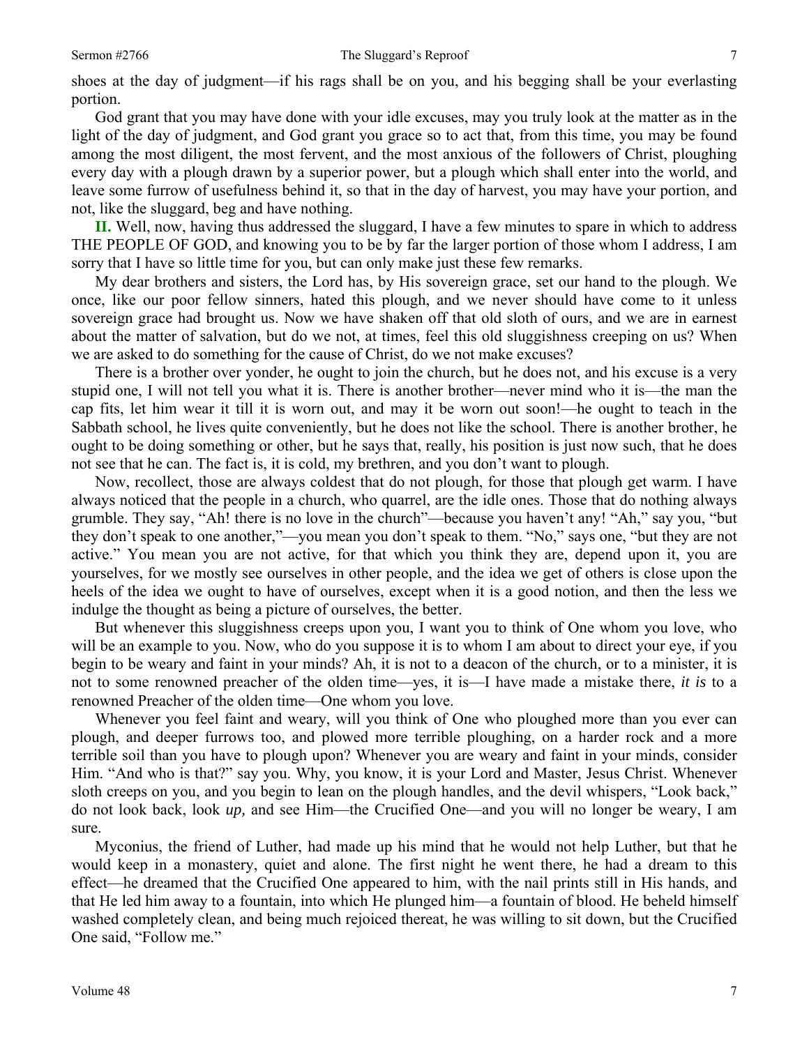shoes at the day of judgment—if his rags shall be on you, and his begging shall be your everlasting portion.

God grant that you may have done with your idle excuses, may you truly look at the matter as in the light of the day of judgment, and God grant you grace so to act that, from this time, you may be found among the most diligent, the most fervent, and the most anxious of the followers of Christ, ploughing every day with a plough drawn by a superior power, but a plough which shall enter into the world, and leave some furrow of usefulness behind it, so that in the day of harvest, you may have your portion, and not, like the sluggard, beg and have nothing.

**II.** Well, now, having thus addressed the sluggard, I have a few minutes to spare in which to address THE PEOPLE OF GOD, and knowing you to be by far the larger portion of those whom I address, I am sorry that I have so little time for you, but can only make just these few remarks.

My dear brothers and sisters, the Lord has, by His sovereign grace, set our hand to the plough. We once, like our poor fellow sinners, hated this plough, and we never should have come to it unless sovereign grace had brought us. Now we have shaken off that old sloth of ours, and we are in earnest about the matter of salvation, but do we not, at times, feel this old sluggishness creeping on us? When we are asked to do something for the cause of Christ, do we not make excuses?

There is a brother over yonder, he ought to join the church, but he does not, and his excuse is a very stupid one, I will not tell you what it is. There is another brother—never mind who it is—the man the cap fits, let him wear it till it is worn out, and may it be worn out soon!—he ought to teach in the Sabbath school, he lives quite conveniently, but he does not like the school. There is another brother, he ought to be doing something or other, but he says that, really, his position is just now such, that he does not see that he can. The fact is, it is cold, my brethren, and you don't want to plough.

Now, recollect, those are always coldest that do not plough, for those that plough get warm. I have always noticed that the people in a church, who quarrel, are the idle ones. Those that do nothing always grumble. They say, "Ah! there is no love in the church"—because you haven't any! "Ah," say you, "but they don't speak to one another,"—you mean you don't speak to them. "No," says one, "but they are not active." You mean you are not active, for that which you think they are, depend upon it, you are yourselves, for we mostly see ourselves in other people, and the idea we get of others is close upon the heels of the idea we ought to have of ourselves, except when it is a good notion, and then the less we indulge the thought as being a picture of ourselves, the better.

But whenever this sluggishness creeps upon you, I want you to think of One whom you love, who will be an example to you. Now, who do you suppose it is to whom I am about to direct your eye, if you begin to be weary and faint in your minds? Ah, it is not to a deacon of the church, or to a minister, it is not to some renowned preacher of the olden time—yes, it is—I have made a mistake there, *it is* to a renowned Preacher of the olden time—One whom you love.

Whenever you feel faint and weary, will you think of One who ploughed more than you ever can plough, and deeper furrows too, and plowed more terrible ploughing, on a harder rock and a more terrible soil than you have to plough upon? Whenever you are weary and faint in your minds, consider Him. "And who is that?" say you. Why, you know, it is your Lord and Master, Jesus Christ. Whenever sloth creeps on you, and you begin to lean on the plough handles, and the devil whispers, "Look back," do not look back, look *up,* and see Him—the Crucified One—and you will no longer be weary, I am sure.

Myconius, the friend of Luther, had made up his mind that he would not help Luther, but that he would keep in a monastery, quiet and alone. The first night he went there, he had a dream to this effect—he dreamed that the Crucified One appeared to him, with the nail prints still in His hands, and that He led him away to a fountain, into which He plunged him—a fountain of blood. He beheld himself washed completely clean, and being much rejoiced thereat, he was willing to sit down, but the Crucified One said, "Follow me."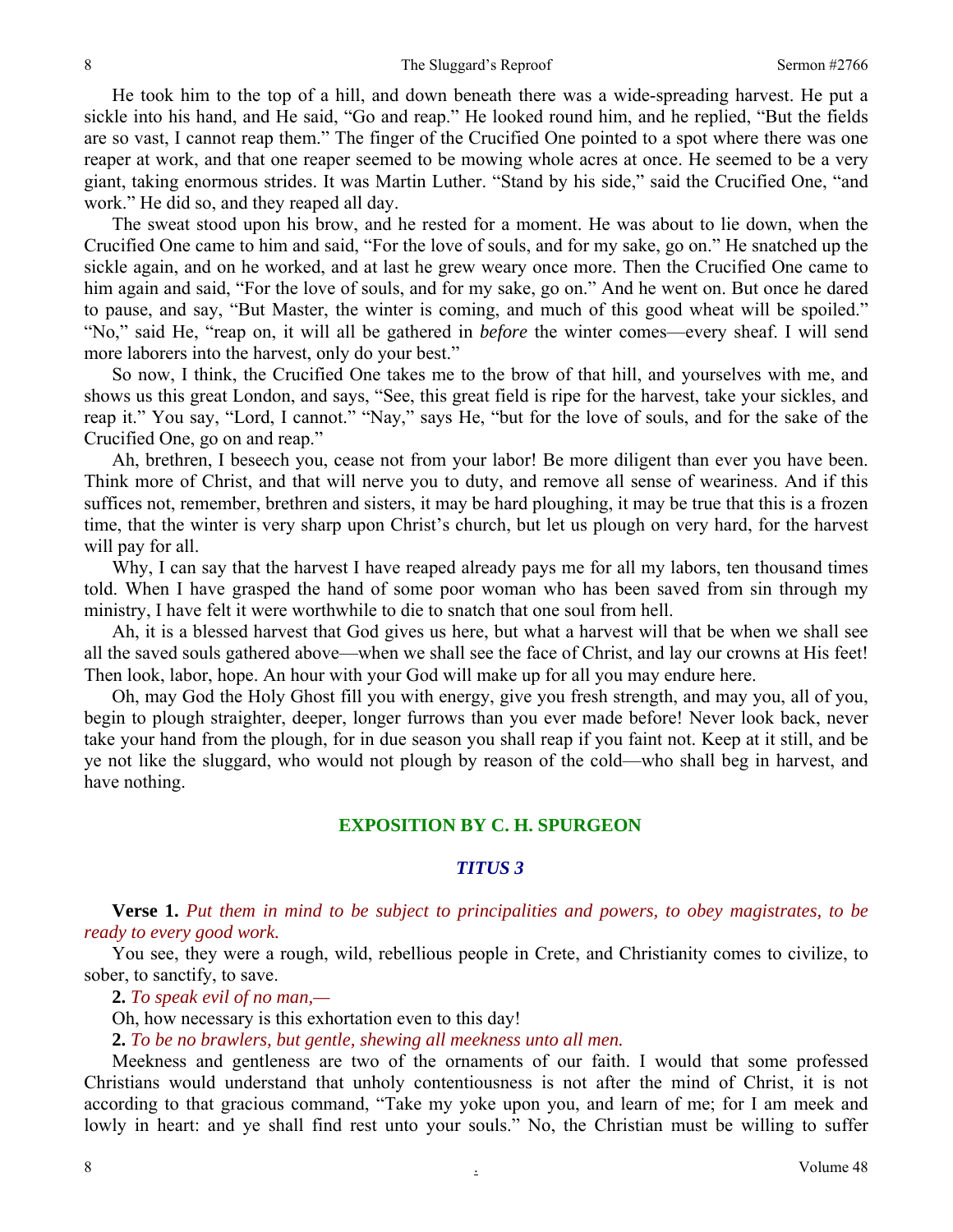He took him to the top of a hill, and down beneath there was a wide-spreading harvest. He put a sickle into his hand, and He said, "Go and reap." He looked round him, and he replied, "But the fields are so vast, I cannot reap them." The finger of the Crucified One pointed to a spot where there was one reaper at work, and that one reaper seemed to be mowing whole acres at once. He seemed to be a very giant, taking enormous strides. It was Martin Luther. "Stand by his side," said the Crucified One, "and work." He did so, and they reaped all day.

The sweat stood upon his brow, and he rested for a moment. He was about to lie down, when the Crucified One came to him and said, "For the love of souls, and for my sake, go on." He snatched up the sickle again, and on he worked, and at last he grew weary once more. Then the Crucified One came to him again and said, "For the love of souls, and for my sake, go on." And he went on. But once he dared to pause, and say, "But Master, the winter is coming, and much of this good wheat will be spoiled." "No," said He, "reap on, it will all be gathered in *before* the winter comes—every sheaf. I will send more laborers into the harvest, only do your best."

So now, I think, the Crucified One takes me to the brow of that hill, and yourselves with me, and shows us this great London, and says, "See, this great field is ripe for the harvest, take your sickles, and reap it." You say, "Lord, I cannot." "Nay," says He, "but for the love of souls, and for the sake of the Crucified One, go on and reap."

Ah, brethren, I beseech you, cease not from your labor! Be more diligent than ever you have been. Think more of Christ, and that will nerve you to duty, and remove all sense of weariness. And if this suffices not, remember, brethren and sisters, it may be hard ploughing, it may be true that this is a frozen time, that the winter is very sharp upon Christ's church, but let us plough on very hard, for the harvest will pay for all.

Why, I can say that the harvest I have reaped already pays me for all my labors, ten thousand times told. When I have grasped the hand of some poor woman who has been saved from sin through my ministry, I have felt it were worthwhile to die to snatch that one soul from hell.

Ah, it is a blessed harvest that God gives us here, but what a harvest will that be when we shall see all the saved souls gathered above—when we shall see the face of Christ, and lay our crowns at His feet! Then look, labor, hope. An hour with your God will make up for all you may endure here.

Oh, may God the Holy Ghost fill you with energy, give you fresh strength, and may you, all of you, begin to plough straighter, deeper, longer furrows than you ever made before! Never look back, never take your hand from the plough, for in due season you shall reap if you faint not. Keep at it still, and be ye not like the sluggard, who would not plough by reason of the cold—who shall beg in harvest, and have nothing.

## EXPOSITION BY C. H. SPURGEON

### *TITUS 3*

**Verse 1.** *Put them in mind to be subject to principalities and powers, to obey magistrates, to be ready to every good work.*

You see, they were a rough, wild, rebellious people in Crete, and Christianity comes to civilize, to sober, to sanctify, to save.

**2.** *To speak evil of no man,—*

Oh, how necessary is this exhortation even to this day!

**2.** *To be no brawlers, but gentle, shewing all meekness unto all men.*

Meekness and gentleness are two of the ornaments of our faith. I would that some professed Christians would understand that unholy contentiousness is not after the mind of Christ, it is not according to that gracious command, "Take my yoke upon you, and learn of me; for I am meek and lowly in heart: and ye shall find rest unto your souls." No, the Christian must be willing to suffer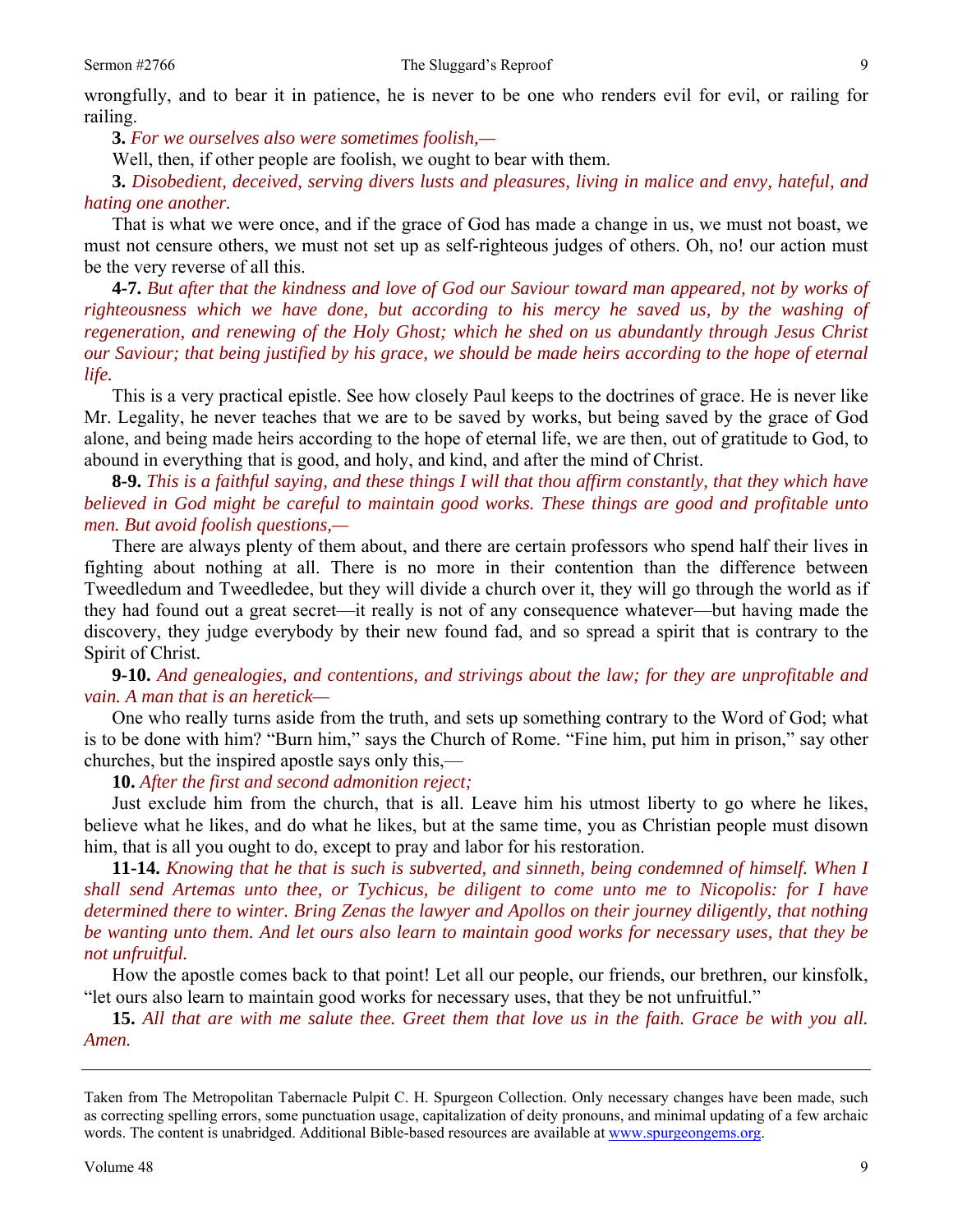wrongfully, and to bear it in patience, he is never to be one who renders evil for evil, or railing for railing.

**3.** *For we ourselves also were sometimes foolish,—*

Well, then, if other people are foolish, we ought to bear with them.

**3.** *Disobedient, deceived, serving divers lusts and pleasures, living in malice and envy, hateful, and hating one another.*

That is what we were once, and if the grace of God has made a change in us, we must not boast, we must not censure others, we must not set up as self-righteous judges of others. Oh, no! our action must be the very reverse of all this.

**4-7.** *But after that the kindness and love of God our Saviour toward man appeared, not by works of righteousness which we have done, but according to his mercy he saved us, by the washing of regeneration, and renewing of the Holy Ghost; which he shed on us abundantly through Jesus Christ our Saviour; that being justified by his grace, we should be made heirs according to the hope of eternal life.*

This is a very practical epistle. See how closely Paul keeps to the doctrines of grace. He is never like Mr. Legality, he never teaches that we are to be saved by works, but being saved by the grace of God alone, and being made heirs according to the hope of eternal life, we are then, out of gratitude to God, to abound in everything that is good, and holy, and kind, and after the mind of Christ.

**8-9.** *This is a faithful saying, and these things I will that thou affirm constantly, that they which have believed in God might be careful to maintain good works. These things are good and profitable unto men. But avoid foolish questions,—*

There are always plenty of them about, and there are certain professors who spend half their lives in fighting about nothing at all. There is no more in their contention than the difference between Tweedledum and Tweedledee, but they will divide a church over it, they will go through the world as if they had found out a great secret—it really is not of any consequence whatever—but having made the discovery, they judge everybody by their new found fad, and so spread a spirit that is contrary to the Spirit of Christ.

**9-10.** *And genealogies, and contentions, and strivings about the law; for they are unprofitable and vain. A man that is an heretick—*

One who really turns aside from the truth, and sets up something contrary to the Word of God; what is to be done with him? "Burn him," says the Church of Rome. "Fine him, put him in prison," say other churches, but the inspired apostle says only this,—

**10.** *After the first and second admonition reject;*

Just exclude him from the church, that is all. Leave him his utmost liberty to go where he likes, believe what he likes, and do what he likes, but at the same time, you as Christian people must disown him, that is all you ought to do, except to pray and labor for his restoration.

**11-14.** *Knowing that he that is such is subverted, and sinneth, being condemned of himself. When I shall send Artemas unto thee, or Tychicus, be diligent to come unto me to Nicopolis: for I have determined there to winter. Bring Zenas the lawyer and Apollos on their journey diligently, that nothing be wanting unto them. And let ours also learn to maintain good works for necessary uses, that they be not unfruitful.*

How the apostle comes back to that point! Let all our people, our friends, our brethren, our kinsfolk, "let ours also learn to maintain good works for necessary uses, that they be not unfruitful."

**15.** *All that are with me salute thee. Greet them that love us in the faith. Grace be with you all. Amen.*

---

Taken from The Metropolitan Tabernacle Pulpit C. H. Spurgeon Collection. Only necessary changes have been made, such as correcting spelling errors, some punctuation usage, capitalization of deity pronouns, and minimal updating of a few archaic words. The content is unabridged. Additional Bible-based resources are available at www.spurgeongems.org.